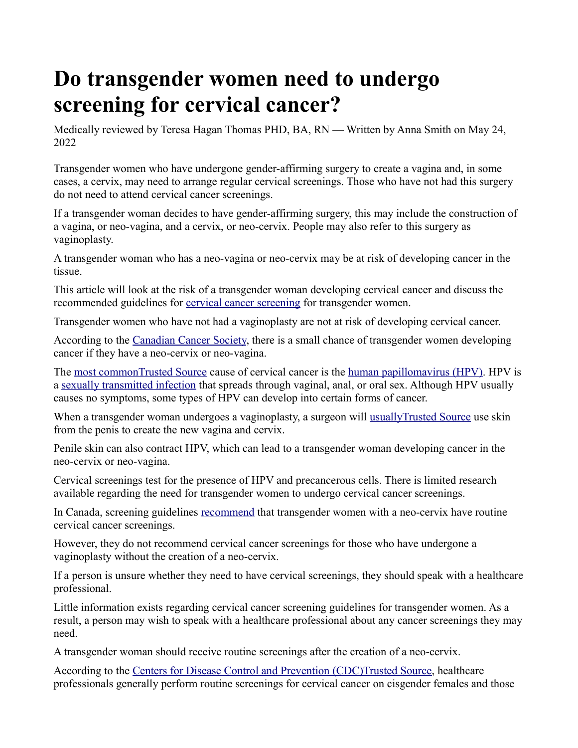# Do transgender women need to undergo screening for cervical cancer?

Medically reviewed by Teresa Hagan Thomas PHD, BA, RN — Written by Anna Smith on May 24, 2022

Transgender women who have undergone gender-affirming surgery to create a vagina and, in some cases, a cervix, may need to arrange regular cervical screenings. Those who have not had this surgery do not need to attend cervical cancer screenings.

If a transgender woman decides to have gender-affirming surgery, this may include the construction of a vagina, or neo-vagina, and a cervix, or neo-cervix. People may also refer to this surgery as vaginoplasty.

A transgender woman who has a neo-vagina or neo-cervix may be at risk of developing cancer in the tissue.

This article will look at the risk of a transgender woman developing cervical cancer and discuss the recommended guidelines for [cervical cancer screening](#) for transgender women.

Transgender women who have not had a vaginoplasty are not at risk of developing cervical cancer.

According to the [Canadian Cancer Society](#), there is a small chance of transgender women developing cancer if they have a neo-cervix or neo-vagina.

The [most commonTrusted Source](#) cause of cervical cancer is the [human papillomavirus (HPV)](#). HPV is a [sexually transmitted infection](#) that spreads through vaginal, anal, or oral sex. Although HPV usually causes no symptoms, some types of HPV can develop into certain forms of cancer.

When a transgender woman undergoes a vaginoplasty, a surgeon will [usuallyTrusted Source](#) use skin from the penis to create the new vagina and cervix.

Penile skin can also contract HPV, which can lead to a transgender woman developing cancer in the neo-cervix or neo-vagina.

Cervical screenings test for the presence of HPV and precancerous cells. There is limited research available regarding the need for transgender women to undergo cervical cancer screenings.

In Canada, screening guidelines [recommend](#) that transgender women with a neo-cervix have routine cervical cancer screenings.

However, they do not recommend cervical cancer screenings for those who have undergone a vaginoplasty without the creation of a neo-cervix.

If a person is unsure whether they need to have cervical screenings, they should speak with a healthcare professional.

Little information exists regarding cervical cancer screening guidelines for transgender women. As a result, a person may wish to speak with a healthcare professional about any cancer screenings they may need.

A transgender woman should receive routine screenings after the creation of a neo-cervix.

According to the [Centers for Disease Control and Prevention (CDC)Trusted Source](#), healthcare professionals generally perform routine screenings for cervical cancer on cisgender females and those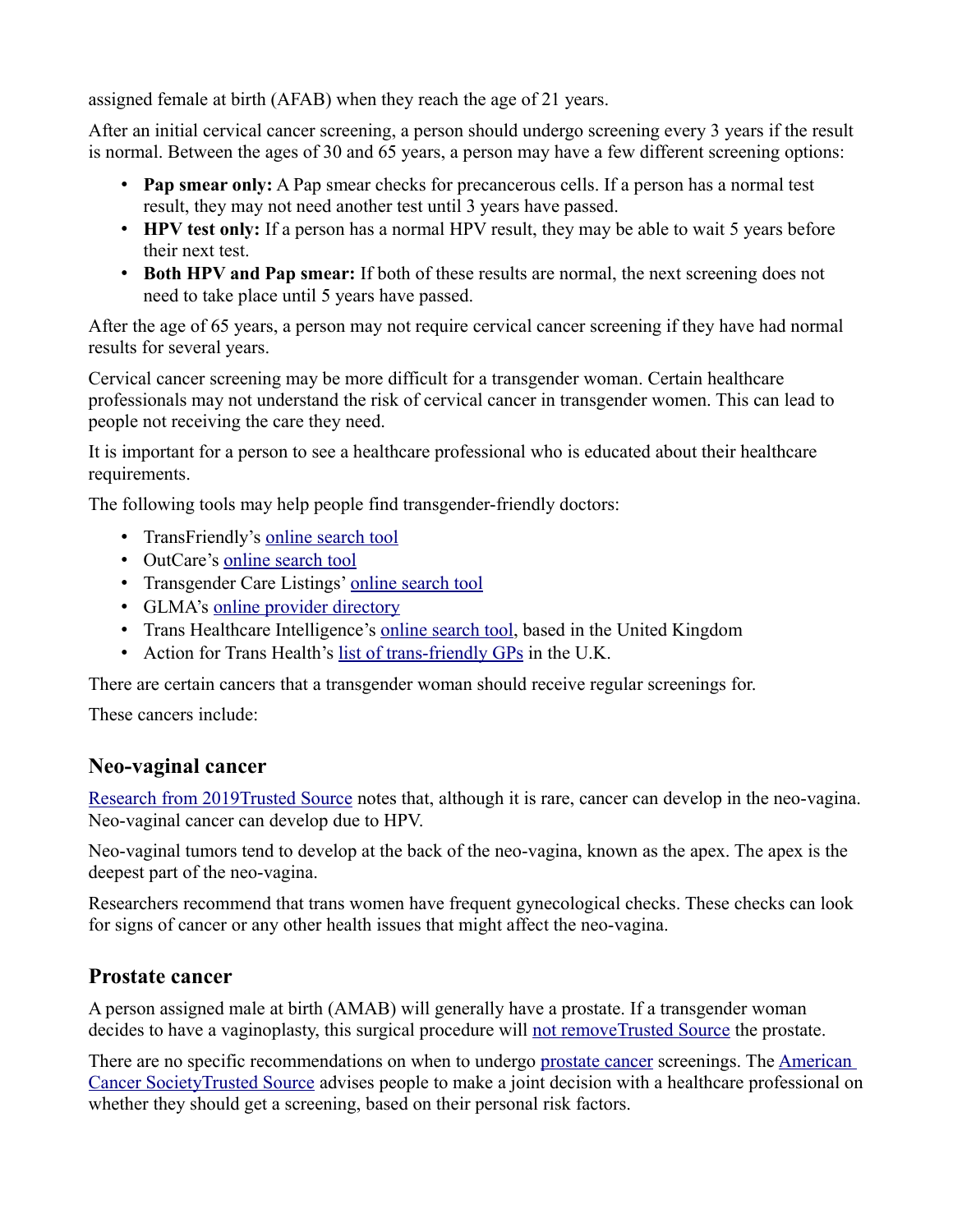assigned female at birth (AFAB) when they reach the age of 21 years.

After an initial cervical cancer screening, a person should undergo screening every 3 years if the result is normal. Between the ages of 30 and 65 years, a person may have a few different screening options:

- **Pap smear only:** A Pap smear checks for precancerous cells. If a person has a normal test result, they may not need another test until 3 years have passed.
- **HPV test only:** If a person has a normal HPV result, they may be able to wait 5 years before their next test.
- **Both HPV and Pap smear:** If both of these results are normal, the next screening does not need to take place until 5 years have passed.

After the age of 65 years, a person may not require cervical cancer screening if they have had normal results for several years.

Cervical cancer screening may be more difficult for a transgender woman. Certain healthcare professionals may not understand the risk of cervical cancer in transgender women. This can lead to people not receiving the care they need.

It is important for a person to see a healthcare professional who is educated about their healthcare requirements.

The following tools may help people find transgender-friendly doctors:

- TransFriendly's online search tool
- OutCare's online search tool
- Transgender Care Listings' online search tool
- GLMA's online provider directory
- Trans Healthcare Intelligence's online search tool, based in the United Kingdom
- Action for Trans Health's list of trans-friendly GPs in the U.K.

There are certain cancers that a transgender woman should receive regular screenings for.

These cancers include:

### Neo-vaginal cancer

Research from 2019Trusted Source notes that, although it is rare, cancer can develop in the neo-vagina. Neo-vaginal cancer can develop due to HPV.

Neo-vaginal tumors tend to develop at the back of the neo-vagina, known as the apex. The apex is the deepest part of the neo-vagina.

Researchers recommend that trans women have frequent gynecological checks. These checks can look for signs of cancer or any other health issues that might affect the neo-vagina.

### Prostate cancer

A person assigned male at birth (AMAB) will generally have a prostate. If a transgender woman decides to have a vaginoplasty, this surgical procedure will not removeTrusted Source the prostate.

There are no specific recommendations on when to undergo prostate cancer screenings. The American Cancer SocietyTrusted Source advises people to make a joint decision with a healthcare professional on whether they should get a screening, based on their personal risk factors.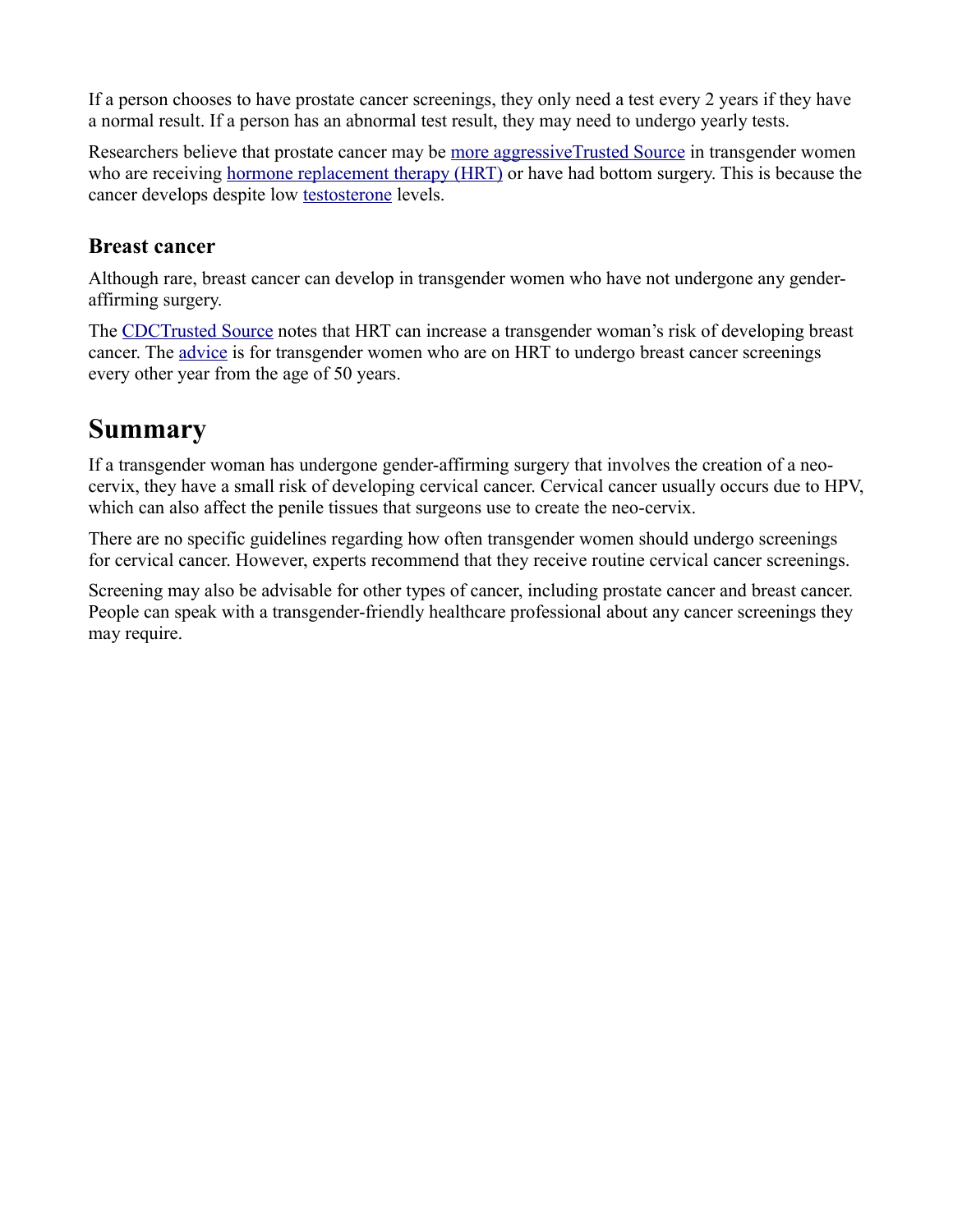If a person chooses to have prostate cancer screenings, they only need a test every 2 years if they have a normal result. If a person has an abnormal test result, they may need to undergo yearly tests.

Researchers believe that prostate cancer may be more aggressiveTrusted Source in transgender women who are receiving hormone replacement therapy (HRT) or have had bottom surgery. This is because the cancer develops despite low testosterone levels.

### Breast cancer

Although rare, breast cancer can develop in transgender women who have not undergone any gender-affirming surgery.

The CDCTrusted Source notes that HRT can increase a transgender woman's risk of developing breast cancer. The advice is for transgender women who are on HRT to undergo breast cancer screenings every other year from the age of 50 years.

## Summary

If a transgender woman has undergone gender-affirming surgery that involves the creation of a neo-cervix, they have a small risk of developing cervical cancer. Cervical cancer usually occurs due to HPV, which can also affect the penile tissues that surgeons use to create the neo-cervix.

There are no specific guidelines regarding how often transgender women should undergo screenings for cervical cancer. However, experts recommend that they receive routine cervical cancer screenings.

Screening may also be advisable for other types of cancer, including prostate cancer and breast cancer. People can speak with a transgender-friendly healthcare professional about any cancer screenings they may require.